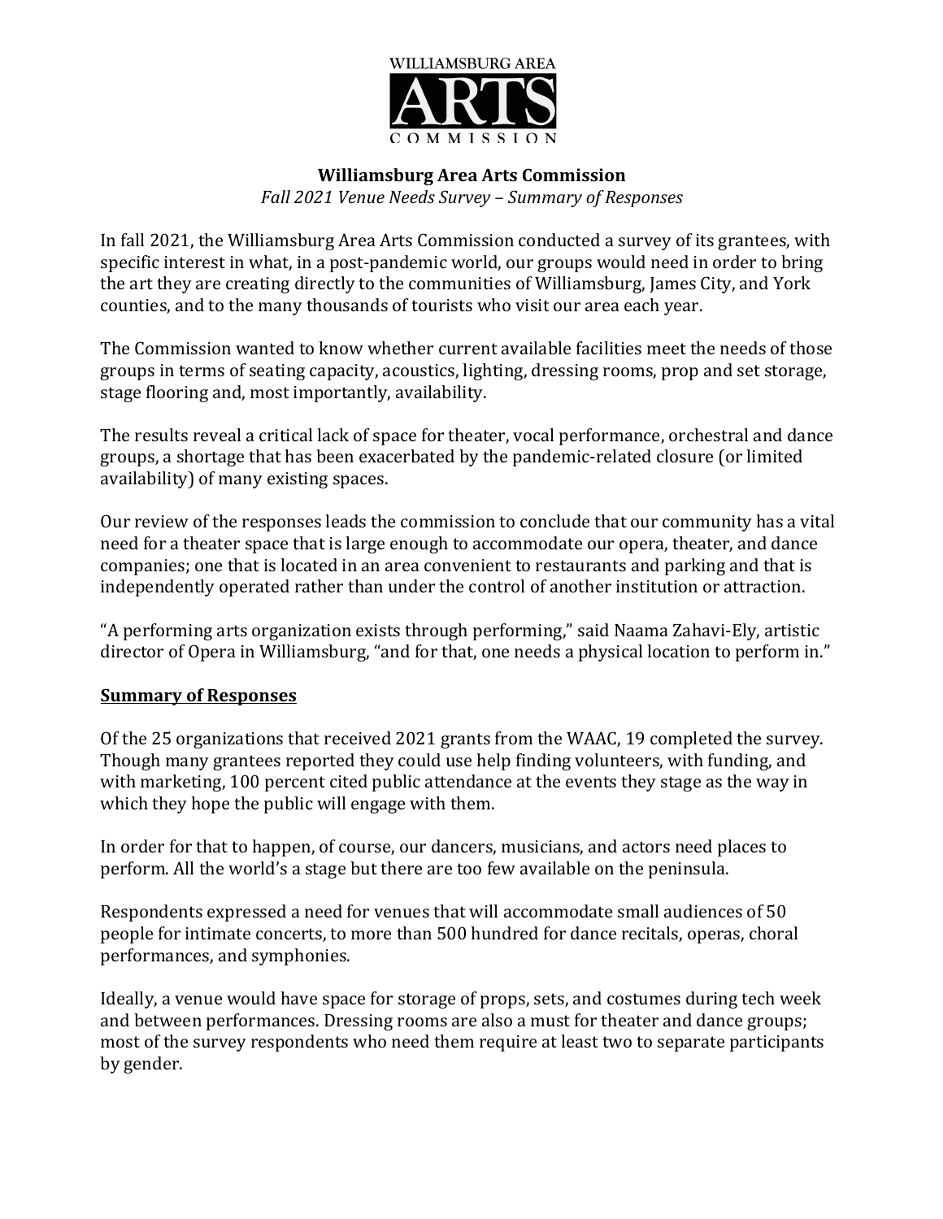WILLIAMSBURG AREA

ARTS

COMMISSION

**Williamsburg Area Arts Commission**

*Fall 2021 Venue Needs Survey – Summary of Responses*

In fall 2021, the Williamsburg Area Arts Commission conducted a survey of its grantees, with specific interest in what, in a post-pandemic world, our groups would need in order to bring the art they are creating directly to the communities of Williamsburg, James City, and York counties, and to the many thousands of tourists who visit our area each year.

The Commission wanted to know whether current available facilities meet the needs of those groups in terms of seating capacity, acoustics, lighting, dressing rooms, prop and set storage, stage flooring and, most importantly, availability.

The results reveal a critical lack of space for theater, vocal performance, orchestral and dance groups, a shortage that has been exacerbated by the pandemic-related closure (or limited availability) of many existing spaces.

Our review of the responses leads the commission to conclude that our community has a vital need for a theater space that is large enough to accommodate our opera, theater, and dance companies; one that is located in an area convenient to restaurants and parking and that is independently operated rather than under the control of another institution or attraction.

"A performing arts organization exists through performing," said Naama Zahavi-Ely, artistic director of Opera in Williamsburg, "and for that, one needs a physical location to perform in."

**<u>Summary of Responses</u>**

Of the 25 organizations that received 2021 grants from the WAAC, 19 completed the survey. Though many grantees reported they could use help finding volunteers, with funding, and with marketing, 100 percent cited public attendance at the events they stage as the way in which they hope the public will engage with them.

In order for that to happen, of course, our dancers, musicians, and actors need places to perform. All the world's a stage but there are too few available on the peninsula.

Respondents expressed a need for venues that will accommodate small audiences of 50 people for intimate concerts, to more than 500 hundred for dance recitals, operas, choral performances, and symphonies.

Ideally, a venue would have space for storage of props, sets, and costumes during tech week and between performances. Dressing rooms are also a must for theater and dance groups; most of the survey respondents who need them require at least two to separate participants by gender.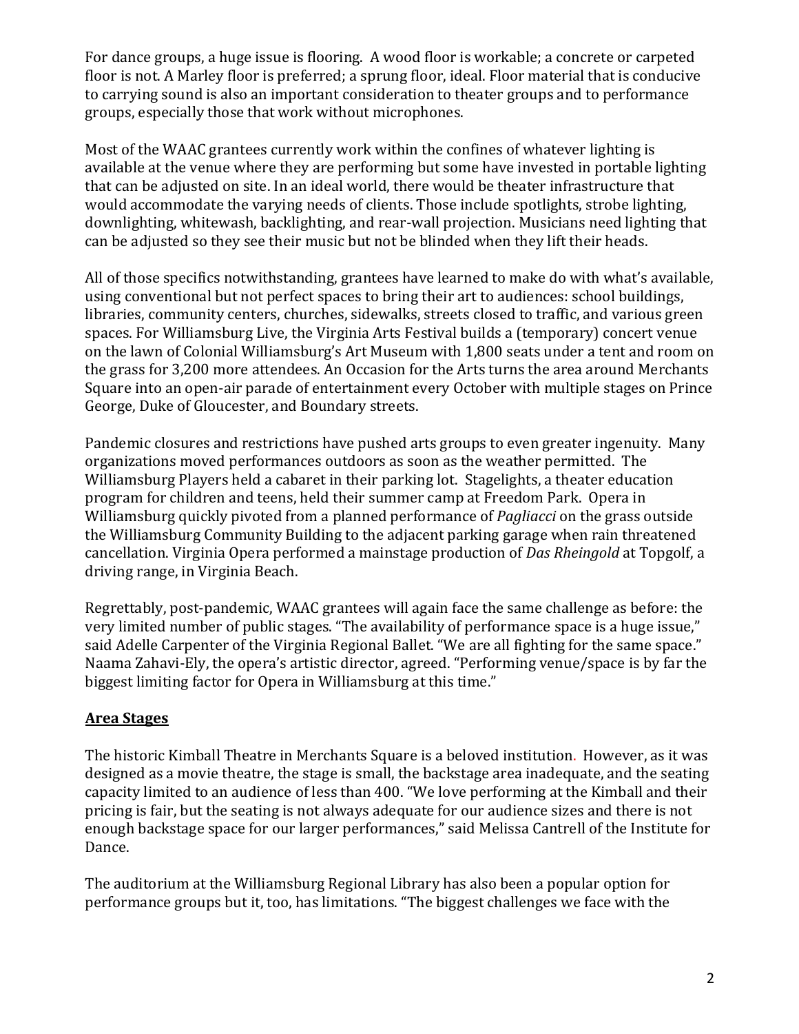For dance groups, a huge issue is flooring. A wood floor is workable; a concrete or carpeted floor is not. A Marley floor is preferred; a sprung floor, ideal. Floor material that is conducive to carrying sound is also an important consideration to theater groups and to performance groups, especially those that work without microphones.

Most of the WAAC grantees currently work within the confines of whatever lighting is available at the venue where they are performing but some have invested in portable lighting that can be adjusted on site. In an ideal world, there would be theater infrastructure that would accommodate the varying needs of clients. Those include spotlights, strobe lighting, downlighting, whitewash, backlighting, and rear-wall projection. Musicians need lighting that can be adjusted so they see their music but not be blinded when they lift their heads.

All of those specifics notwithstanding, grantees have learned to make do with what's available, using conventional but not perfect spaces to bring their art to audiences: school buildings, libraries, community centers, churches, sidewalks, streets closed to traffic, and various green spaces. For Williamsburg Live, the Virginia Arts Festival builds a (temporary) concert venue on the lawn of Colonial Williamsburg's Art Museum with 1,800 seats under a tent and room on the grass for 3,200 more attendees. An Occasion for the Arts turns the area around Merchants Square into an open-air parade of entertainment every October with multiple stages on Prince George, Duke of Gloucester, and Boundary streets.

Pandemic closures and restrictions have pushed arts groups to even greater ingenuity. Many organizations moved performances outdoors as soon as the weather permitted. The Williamsburg Players held a cabaret in their parking lot. Stagelights, a theater education program for children and teens, held their summer camp at Freedom Park. Opera in Williamsburg quickly pivoted from a planned performance of *Pagliacci* on the grass outside the Williamsburg Community Building to the adjacent parking garage when rain threatened cancellation. Virginia Opera performed a mainstage production of *Das Rheingold* at Topgolf, a driving range, in Virginia Beach.

Regrettably, post-pandemic, WAAC grantees will again face the same challenge as before: the very limited number of public stages. "The availability of performance space is a huge issue," said Adelle Carpenter of the Virginia Regional Ballet. "We are all fighting for the same space." Naama Zahavi-Ely, the opera's artistic director, agreed. "Performing venue/space is by far the biggest limiting factor for Opera in Williamsburg at this time."

## Area Stages

The historic Kimball Theatre in Merchants Square is a beloved institution. However, as it was designed as a movie theatre, the stage is small, the backstage area inadequate, and the seating capacity limited to an audience of less than 400. "We love performing at the Kimball and their pricing is fair, but the seating is not always adequate for our audience sizes and there is not enough backstage space for our larger performances," said Melissa Cantrell of the Institute for Dance.

The auditorium at the Williamsburg Regional Library has also been a popular option for performance groups but it, too, has limitations. "The biggest challenges we face with the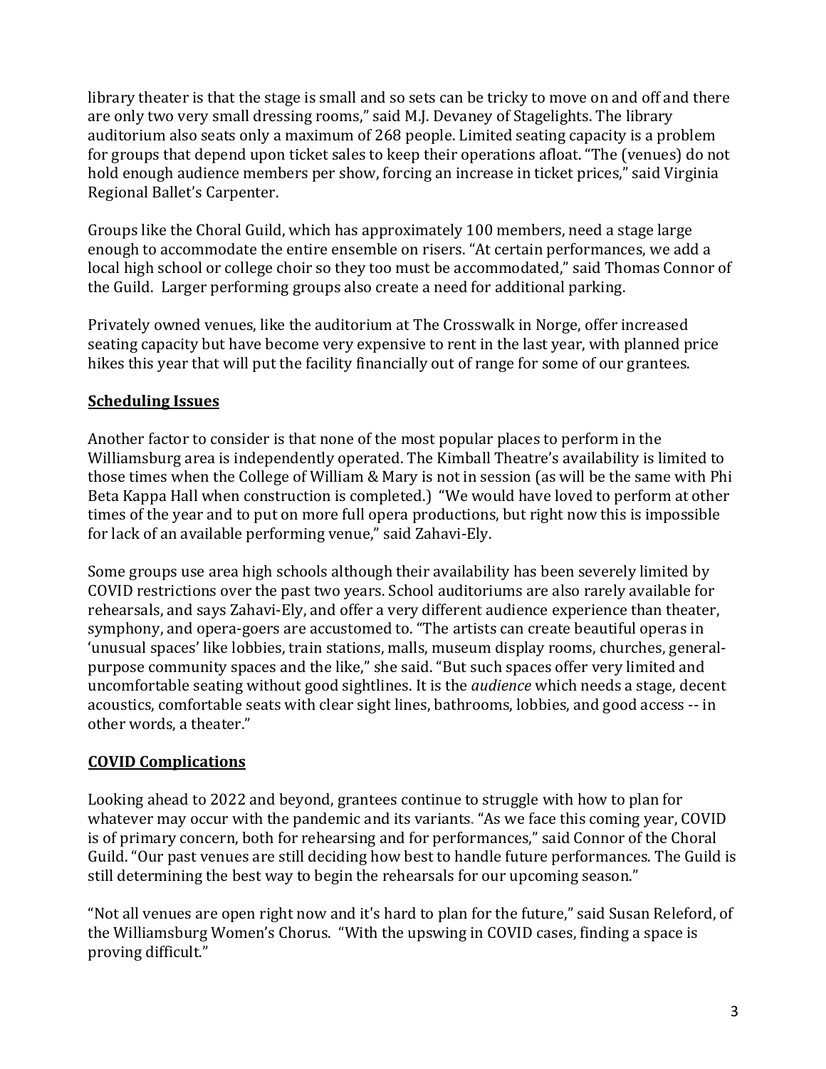library theater is that the stage is small and so sets can be tricky to move on and off and there are only two very small dressing rooms," said M.J. Devaney of Stagelights. The library auditorium also seats only a maximum of 268 people. Limited seating capacity is a problem for groups that depend upon ticket sales to keep their operations afloat. "The (venues) do not hold enough audience members per show, forcing an increase in ticket prices," said Virginia Regional Ballet's Carpenter.

Groups like the Choral Guild, which has approximately 100 members, need a stage large enough to accommodate the entire ensemble on risers. "At certain performances, we add a local high school or college choir so they too must be accommodated," said Thomas Connor of the Guild. Larger performing groups also create a need for additional parking.

Privately owned venues, like the auditorium at The Crosswalk in Norge, offer increased seating capacity but have become very expensive to rent in the last year, with planned price hikes this year that will put the facility financially out of range for some of our grantees.

## **Scheduling Issues**

Another factor to consider is that none of the most popular places to perform in the Williamsburg area is independently operated. The Kimball Theatre's availability is limited to those times when the College of William & Mary is not in session (as will be the same with Phi Beta Kappa Hall when construction is completed.) "We would have loved to perform at other times of the year and to put on more full opera productions, but right now this is impossible for lack of an available performing venue," said Zahavi-Ely.

Some groups use area high schools although their availability has been severely limited by COVID restrictions over the past two years. School auditoriums are also rarely available for rehearsals, and says Zahavi-Ely, and offer a very different audience experience than theater, symphony, and opera-goers are accustomed to. "The artists can create beautiful operas in 'unusual spaces' like lobbies, train stations, malls, museum display rooms, churches, general-purpose community spaces and the like," she said. "But such spaces offer very limited and uncomfortable seating without good sightlines. It is the *audience* which needs a stage, decent acoustics, comfortable seats with clear sight lines, bathrooms, lobbies, and good access -- in other words, a theater."

## **COVID Complications**

Looking ahead to 2022 and beyond, grantees continue to struggle with how to plan for whatever may occur with the pandemic and its variants. "As we face this coming year, COVID is of primary concern, both for rehearsing and for performances," said Connor of the Choral Guild. "Our past venues are still deciding how best to handle future performances. The Guild is still determining the best way to begin the rehearsals for our upcoming season."

"Not all venues are open right now and it's hard to plan for the future," said Susan Releford, of the Williamsburg Women's Chorus. "With the upswing in COVID cases, finding a space is proving difficult."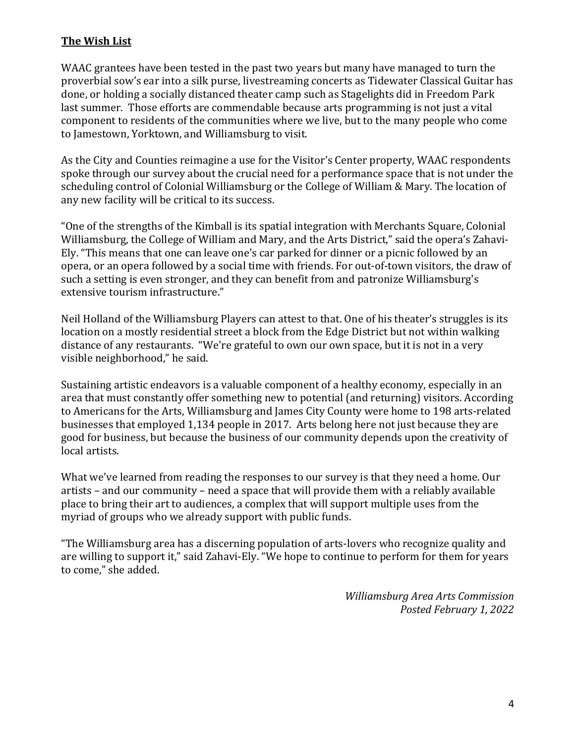## **The Wish List**

WAAC grantees have been tested in the past two years but many have managed to turn the proverbial sow's ear into a silk purse, livestreaming concerts as Tidewater Classical Guitar has done, or holding a socially distanced theater camp such as Stagelights did in Freedom Park last summer. Those efforts are commendable because arts programming is not just a vital component to residents of the communities where we live, but to the many people who come to Jamestown, Yorktown, and Williamsburg to visit.

As the City and Counties reimagine a use for the Visitor's Center property, WAAC respondents spoke through our survey about the crucial need for a performance space that is not under the scheduling control of Colonial Williamsburg or the College of William & Mary. The location of any new facility will be critical to its success.

"One of the strengths of the Kimball is its spatial integration with Merchants Square, Colonial Williamsburg, the College of William and Mary, and the Arts District," said the opera's Zahavi-Ely. "This means that one can leave one's car parked for dinner or a picnic followed by an opera, or an opera followed by a social time with friends. For out-of-town visitors, the draw of such a setting is even stronger, and they can benefit from and patronize Williamsburg's extensive tourism infrastructure."

Neil Holland of the Williamsburg Players can attest to that. One of his theater's struggles is its location on a mostly residential street a block from the Edge District but not within walking distance of any restaurants. "We're grateful to own our own space, but it is not in a very visible neighborhood," he said.

Sustaining artistic endeavors is a valuable component of a healthy economy, especially in an area that must constantly offer something new to potential (and returning) visitors. According to Americans for the Arts, Williamsburg and James City County were home to 198 arts-related businesses that employed 1,134 people in 2017. Arts belong here not just because they are good for business, but because the business of our community depends upon the creativity of local artists.

What we've learned from reading the responses to our survey is that they need a home. Our artists – and our community – need a space that will provide them with a reliably available place to bring their art to audiences, a complex that will support multiple uses from the myriad of groups who we already support with public funds.

"The Williamsburg area has a discerning population of arts-lovers who recognize quality and are willing to support it," said Zahavi-Ely. "We hope to continue to perform for them for years to come," she added.

*Williamsburg Area Arts Commission*
*Posted February 1, 2022*